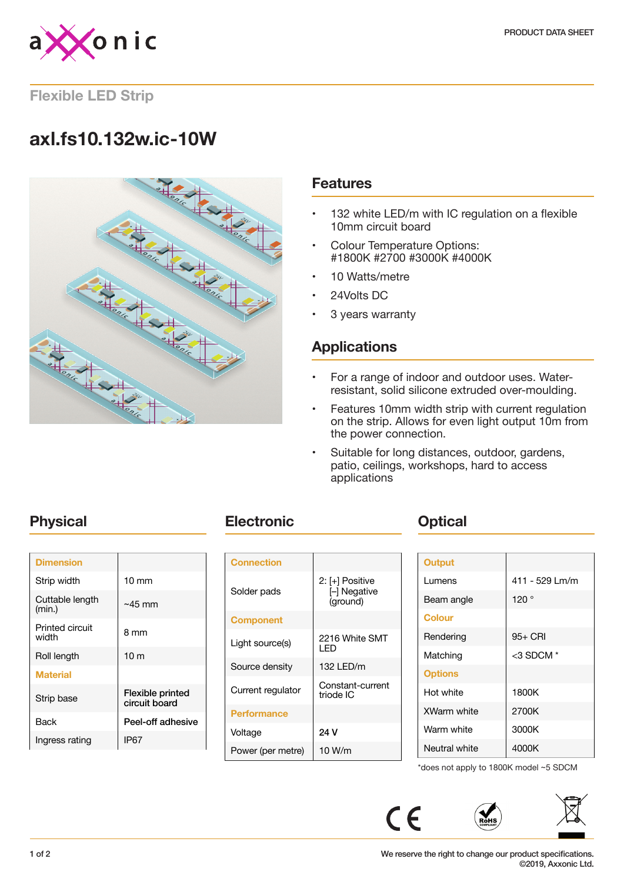PRODUCT DATA SHEET

## Flexible LED Strip

# axl.fs10.132w.ic-10W

## Features

- 132 white LED/m with IC regulation on a flexible 10mm circuit board
- Colour Temperature Options: #1800K #2700 #3000K #4000K
- 10 Watts/metre
- 24Volts DC
- 3 years warranty

## Applications

- For a range of indoor and outdoor uses. Water-resistant, solid silicone extruded over-moulding.
- Features 10mm width strip with current regulation on the strip. Allows for even light output 10m from the power connection.
- Suitable for long distances, outdoor, gardens, patio, ceilings, workshops, hard to access applications

## Physical

| **Dimension** | |
|---|---|
| Strip width | 10 mm |
| Cuttable length (min.) | ~45 mm |
| Printed circuit width | 8 mm |
| Roll length | 10 m |
| **Material** | |
| Strip base | Flexible printed circuit board |
| Back | Peel-off adhesive |
| Ingress rating | IP67 |

## Electronic

| **Connection** | |
|---|---|
| Solder pads | 2: [+] Positive [–] Negative (ground) |
| **Component** | |
| Light source(s) | 2216 White SMT LED |
| Source density | 132 LED/m |
| Current regulator | Constant-current triode IC |
| **Performance** | |
| Voltage | 24 V |
| Power (per metre) | 10 W/m |

## Optical

| **Output** | |
|---|---|
| Lumens | 411 - 529 Lm/m |
| Beam angle | 120 ° |
| **Colour** | |
| Rendering | 95+ CRI |
| Matching | <3 SDCM * |
| **Options** | |
| Hot white | 1800K |
| XWarm white | 2700K |
| Warm white | 3000K |
| Neutral white | 4000K |

*does not apply to 1800K model ~5 SDCM

We reserve the right to change our product specifications.
©2019, Axxonic Ltd.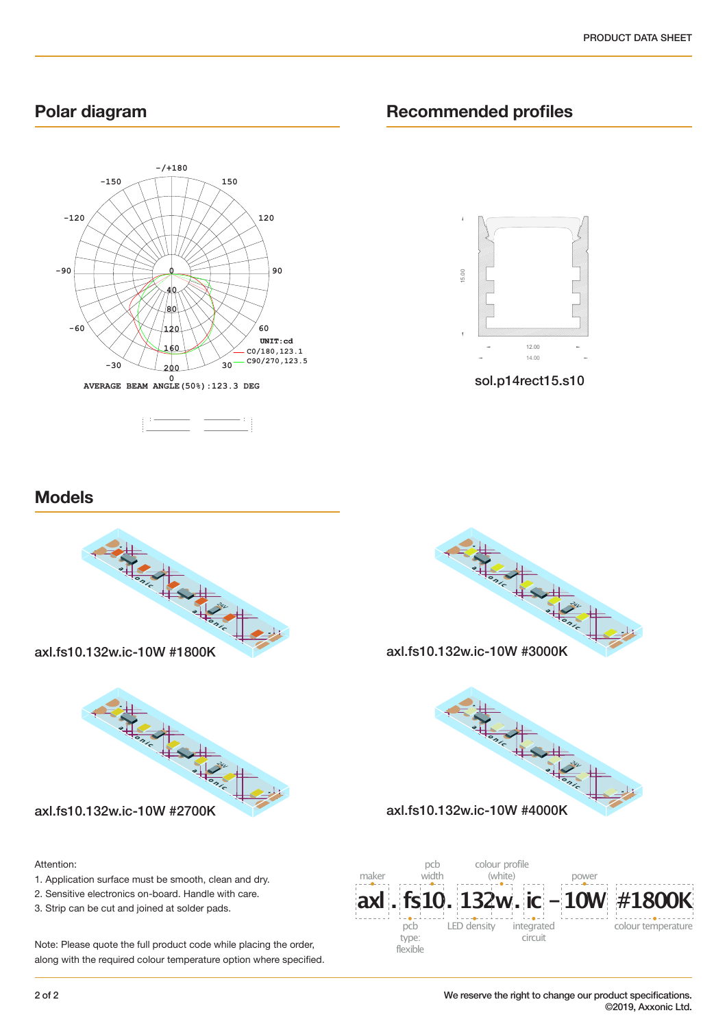## Polar diagram

-/+180
-150
150
-120
120
-90
90
-60
60
-30
30
0
0
40
80
120
160
200
UNIT:cd
C0/180,123.1
C90/270,123.5
AVERAGE BEAM ANGLE(50%):123.3 DEG

## Recommended profiles

15.00
12.00
14.00

sol.p14rect15.s10

## Models

axl.fs10.132w.ic-10W #1800K

axl.fs10.132w.ic-10W #3000K

axl.fs10.132w.ic-10W #2700K

axl.fs10.132w.ic-10W #4000K

Attention:

1. Application surface must be smooth, clean and dry.
2. Sensitive electronics on-board. Handle with care.
3. Strip can be cut and joined at solder pads.

Note: Please quote the full product code while placing the order, along with the required colour temperature option where specified.

maker
pcb width
colour profile (white)
power

axl . fs10 . 132w . ic - 10W #1800K

pcb type: flexible
LED density
integrated circuit
colour temperature

We reserve the right to change our product specifications.
©2019, Axxonic Ltd.